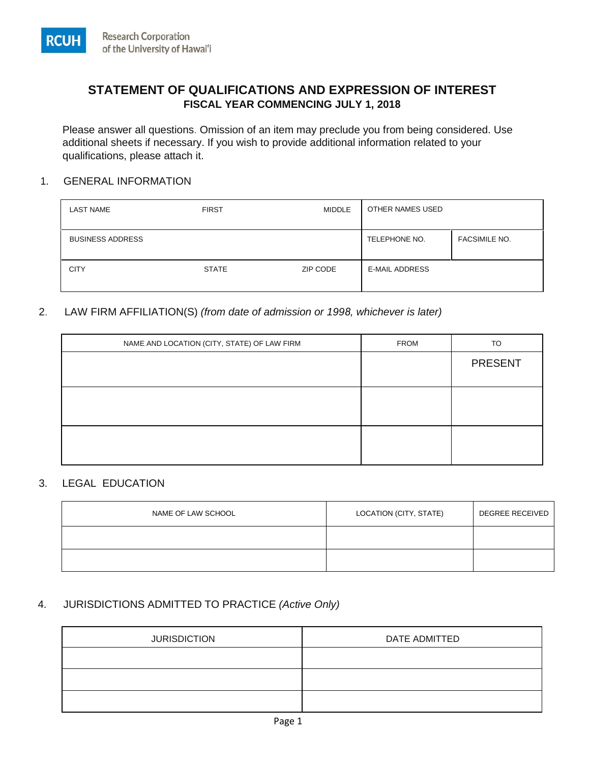RCUH Research Corporation of the University of Hawaiʻi

# STATEMENT OF QUALIFICATIONS AND EXPRESSION OF INTEREST

## FISCAL YEAR COMMENCING JULY 1, 2018

Please answer all questions. Omission of an item may preclude you from being considered. Use additional sheets if necessary. If you wish to provide additional information related to your qualifications, please attach it.

1. GENERAL INFORMATION

| LAST NAME | FIRST | MIDDLE | OTHER NAMES USED | |
|---|---|---|---|---|
| BUSINESS ADDRESS | | | TELEPHONE NO. | FACSIMILE NO. |
| CITY | STATE | ZIP CODE | E-MAIL ADDRESS | |

2. LAW FIRM AFFILIATION(S) *(from date of admission or 1998, whichever is later)*

| NAME AND LOCATION (CITY, STATE) OF LAW FIRM | FROM | TO |
|---|---|---|
| | | PRESENT |
| | | |
| | | |

3. LEGAL EDUCATION

| NAME OF LAW SCHOOL | LOCATION (CITY, STATE) | DEGREE RECEIVED |
|---|---|---|
| | | |
| | | |

4. JURISDICTIONS ADMITTED TO PRACTICE *(Active Only)*

| JURISDICTION | DATE ADMITTED |
|---|---|
| | |
| | |
| | |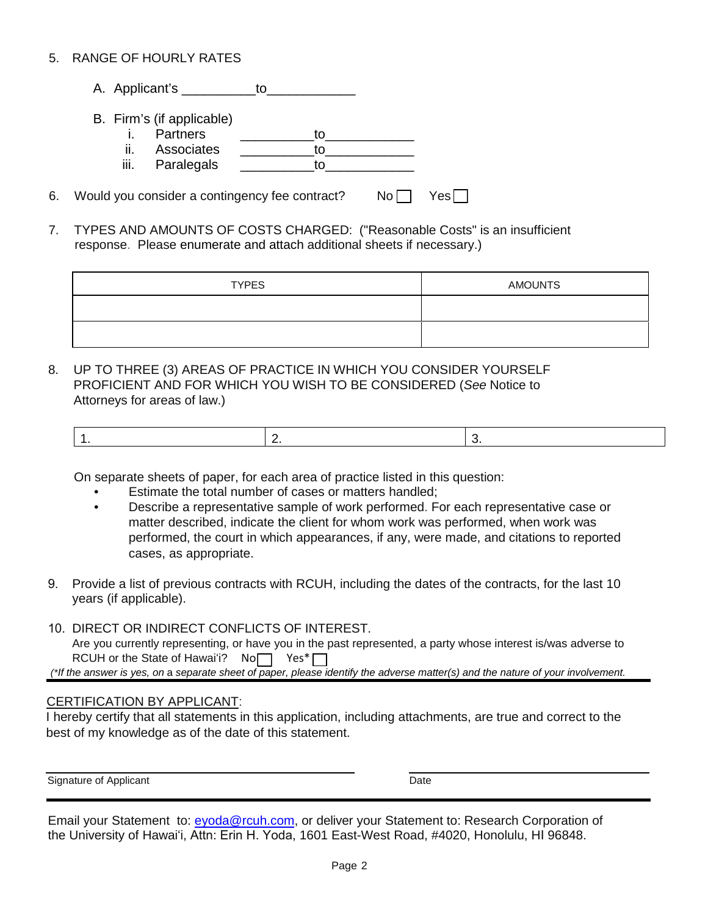5. RANGE OF HOURLY RATES

   A. Applicant's __________to____________

   B. Firm's (if applicable)
      i. Partners __________to____________
      ii. Associates __________to____________
      iii. Paralegals __________to____________

6. Would you consider a contingency fee contract? No ☐ Yes ☐

7. TYPES AND AMOUNTS OF COSTS CHARGED: ("Reasonable Costs" is an insufficient response. Please enumerate and attach additional sheets if necessary.)

| TYPES | AMOUNTS |
|---|---|
| | |
| | |

8. UP TO THREE (3) AREAS OF PRACTICE IN WHICH YOU CONSIDER YOURSELF PROFICIENT AND FOR WHICH YOU WISH TO BE CONSIDERED (*See* Notice to Attorneys for areas of law.)

| | | |
|---|---|---|
| 1. | 2. | 3. |

On separate sheets of paper, for each area of practice listed in this question:

- Estimate the total number of cases or matters handled;
- Describe a representative sample of work performed. For each representative case or matter described, indicate the client for whom work was performed, when work was performed, the court in which appearances, if any, were made, and citations to reported cases, as appropriate.

9. Provide a list of previous contracts with RCUH, including the dates of the contracts, for the last 10 years (if applicable).

10. DIRECT OR INDIRECT CONFLICTS OF INTEREST.
    Are you currently representing, or have you in the past represented, a party whose interest is/was adverse to RCUH or the State of Hawai'i? No ☐ Yes* ☐

*(*If the answer is yes, on a separate sheet of paper, please identify the adverse matter(s) and the nature of your involvement.*

CERTIFICATION BY APPLICANT:
I hereby certify that all statements in this application, including attachments, are true and correct to the best of my knowledge as of the date of this statement.

________________________________ ________________________________
Signature of Applicant Date

Email your Statement to: eyoda@rcuh.com, or deliver your Statement to: Research Corporation of the University of Hawai'i, Attn: Erin H. Yoda, 1601 East-West Road, #4020, Honolulu, HI 96848.